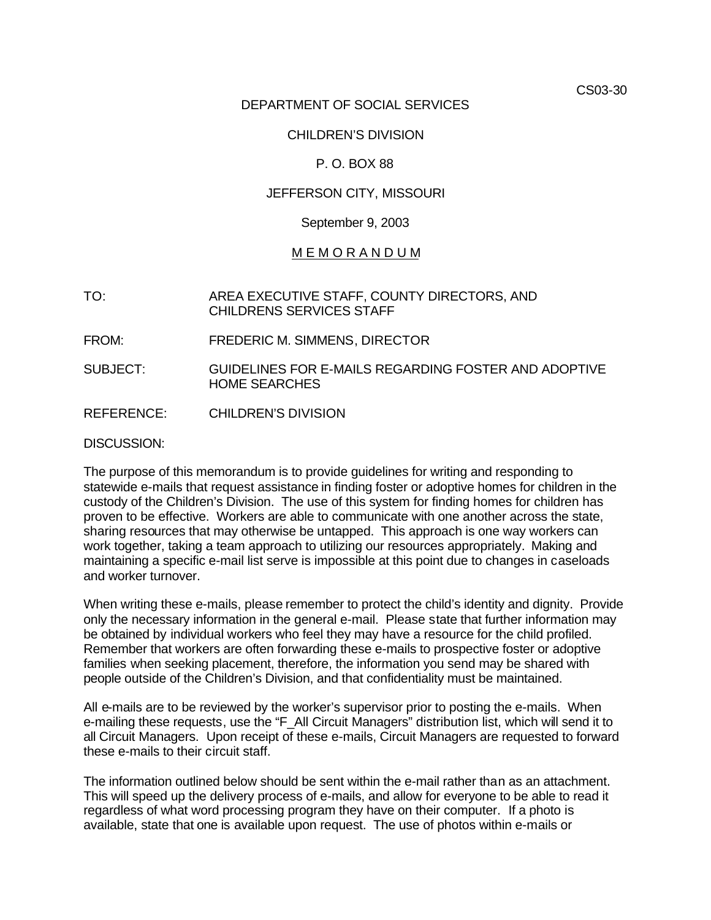CS03-30

DEPARTMENT OF SOCIAL SERVICES

CHILDREN'S DIVISION

P. O. BOX 88

JEFFERSON CITY, MISSOURI

September 9, 2003

M E M O R A N D U M

TO: AREA EXECUTIVE STAFF, COUNTY DIRECTORS, AND CHILDRENS SERVICES STAFF

FROM: FREDERIC M. SIMMENS, DIRECTOR

SUBJECT: GUIDELINES FOR E-MAILS REGARDING FOSTER AND ADOPTIVE HOME SEARCHES

REFERENCE: CHILDREN'S DIVISION

DISCUSSION:

The purpose of this memorandum is to provide guidelines for writing and responding to statewide e-mails that request assistance in finding foster or adoptive homes for children in the custody of the Children's Division. The use of this system for finding homes for children has proven to be effective. Workers are able to communicate with one another across the state, sharing resources that may otherwise be untapped. This approach is one way workers can work together, taking a team approach to utilizing our resources appropriately. Making and maintaining a specific e-mail list serve is impossible at this point due to changes in caseloads and worker turnover.

When writing these e-mails, please remember to protect the child's identity and dignity. Provide only the necessary information in the general e-mail. Please state that further information may be obtained by individual workers who feel they may have a resource for the child profiled. Remember that workers are often forwarding these e-mails to prospective foster or adoptive families when seeking placement, therefore, the information you send may be shared with people outside of the Children's Division, and that confidentiality must be maintained.

All e-mails are to be reviewed by the worker's supervisor prior to posting the e-mails. When e-mailing these requests, use the "F_All Circuit Managers" distribution list, which will send it to all Circuit Managers. Upon receipt of these e-mails, Circuit Managers are requested to forward these e-mails to their circuit staff.

The information outlined below should be sent within the e-mail rather than as an attachment. This will speed up the delivery process of e-mails, and allow for everyone to be able to read it regardless of what word processing program they have on their computer. If a photo is available, state that one is available upon request. The use of photos within e-mails or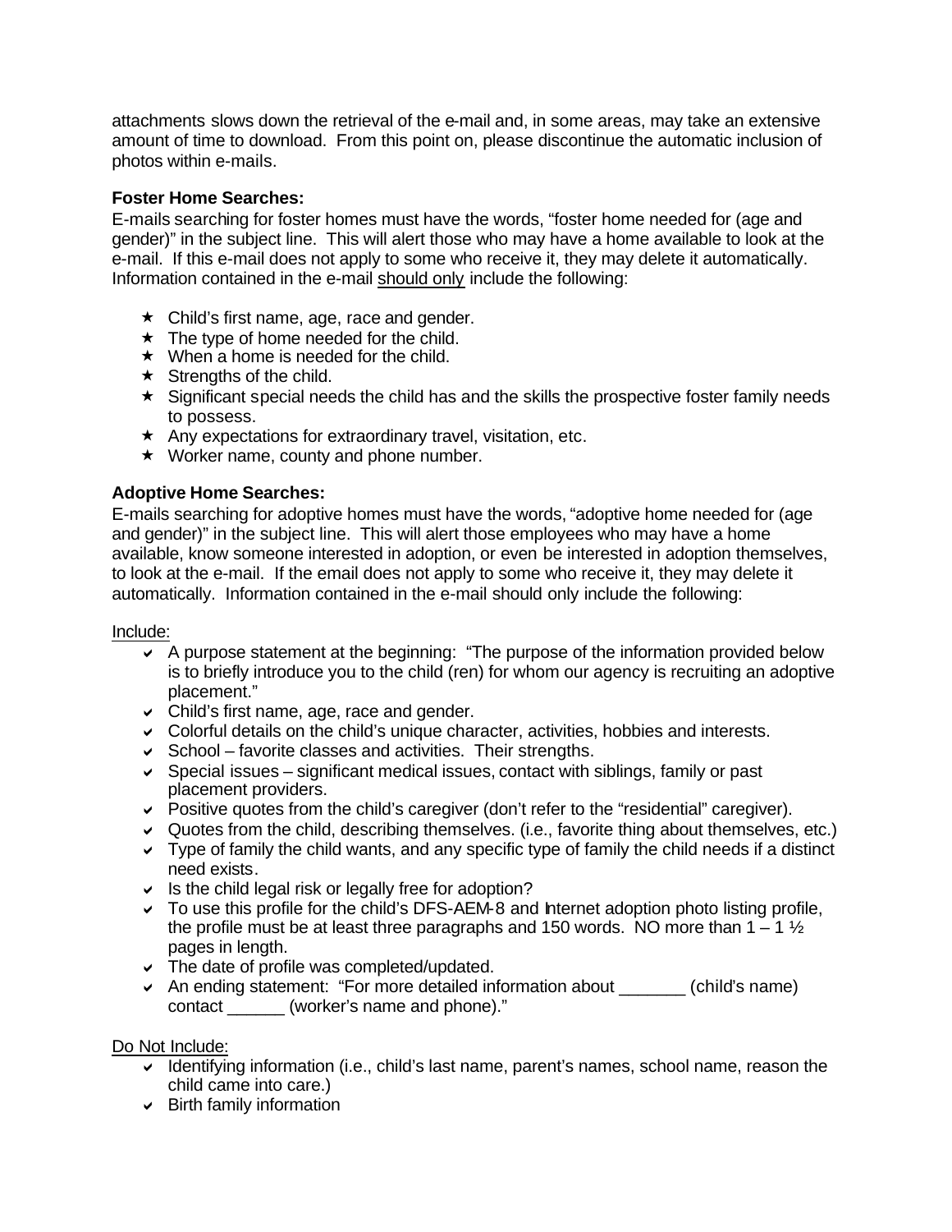attachments slows down the retrieval of the e-mail and, in some areas, may take an extensive amount of time to download. From this point on, please discontinue the automatic inclusion of photos within e-mails.

**Foster Home Searches:**
E-mails searching for foster homes must have the words, "foster home needed for (age and gender)" in the subject line. This will alert those who may have a home available to look at the e-mail. If this e-mail does not apply to some who receive it, they may delete it automatically. Information contained in the e-mail <u>should only</u> include the following:

- Child's first name, age, race and gender.
- The type of home needed for the child.
- When a home is needed for the child.
- Strengths of the child.
- Significant special needs the child has and the skills the prospective foster family needs to possess.
- Any expectations for extraordinary travel, visitation, etc.
- Worker name, county and phone number.

**Adoptive Home Searches:**
E-mails searching for adoptive homes must have the words, "adoptive home needed for (age and gender)" in the subject line. This will alert those employees who may have a home available, know someone interested in adoption, or even be interested in adoption themselves, to look at the e-mail. If the email does not apply to some who receive it, they may delete it automatically. Information contained in the e-mail should only include the following:

<u>Include:</u>

- A purpose statement at the beginning: "The purpose of the information provided below is to briefly introduce you to the child (ren) for whom our agency is recruiting an adoptive placement."
- Child's first name, age, race and gender.
- Colorful details on the child's unique character, activities, hobbies and interests.
- School – favorite classes and activities. Their strengths.
- Special issues – significant medical issues, contact with siblings, family or past placement providers.
- Positive quotes from the child's caregiver (don't refer to the "residential" caregiver).
- Quotes from the child, describing themselves. (i.e., favorite thing about themselves, etc.)
- Type of family the child wants, and any specific type of family the child needs if a distinct need exists.
- Is the child legal risk or legally free for adoption?
- To use this profile for the child's DFS-AEM-8 and Internet adoption photo listing profile, the profile must be at least three paragraphs and 150 words. NO more than 1 – 1 ½ pages in length.
- The date of profile was completed/updated.
- An ending statement: "For more detailed information about _______ (child's name) contact ______ (worker's name and phone)."

<u>Do Not Include:</u>

- Identifying information (i.e., child's last name, parent's names, school name, reason the child came into care.)
- Birth family information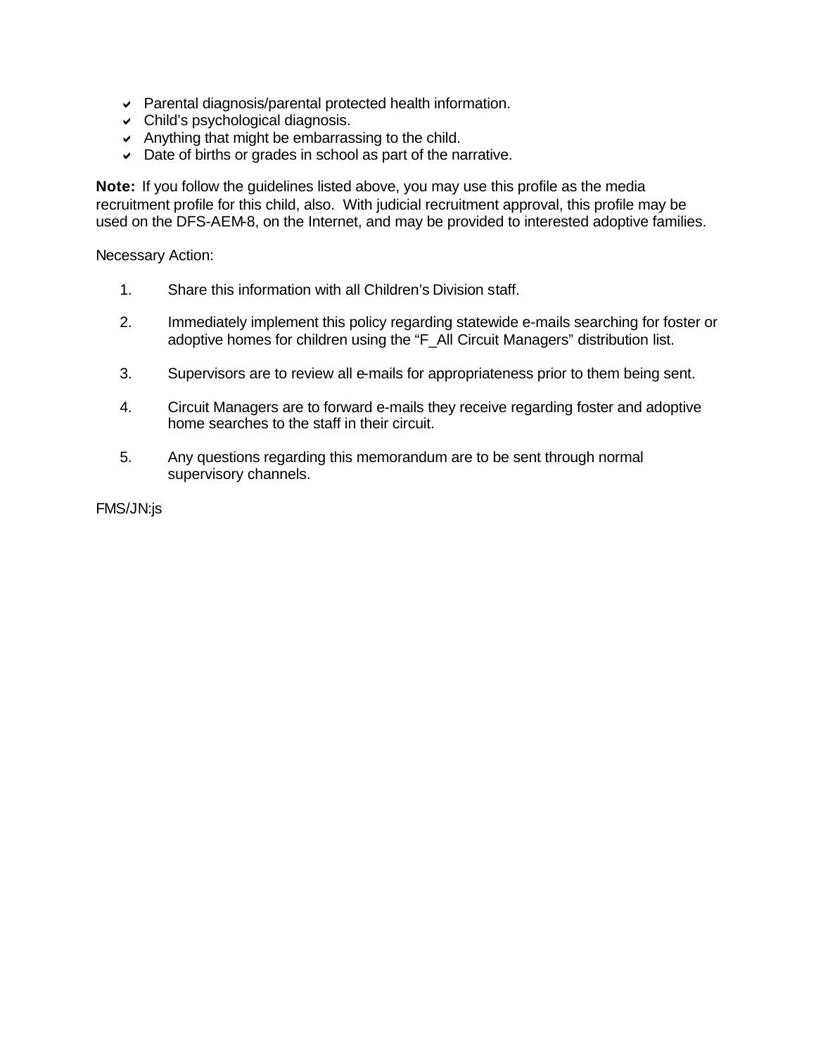- ✔ Parental diagnosis/parental protected health information.
- ✔ Child's psychological diagnosis.
- ✔ Anything that might be embarrassing to the child.
- ✔ Date of births or grades in school as part of the narrative.

**Note:** If you follow the guidelines listed above, you may use this profile as the media recruitment profile for this child, also. With judicial recruitment approval, this profile may be used on the DFS-AEM-8, on the Internet, and may be provided to interested adoptive families.

Necessary Action:

1. Share this information with all Children's Division staff.

2. Immediately implement this policy regarding statewide e-mails searching for foster or adoptive homes for children using the "F_All Circuit Managers" distribution list.

3. Supervisors are to review all e-mails for appropriateness prior to them being sent.

4. Circuit Managers are to forward e-mails they receive regarding foster and adoptive home searches to the staff in their circuit.

5. Any questions regarding this memorandum are to be sent through normal supervisory channels.

FMS/JN:js